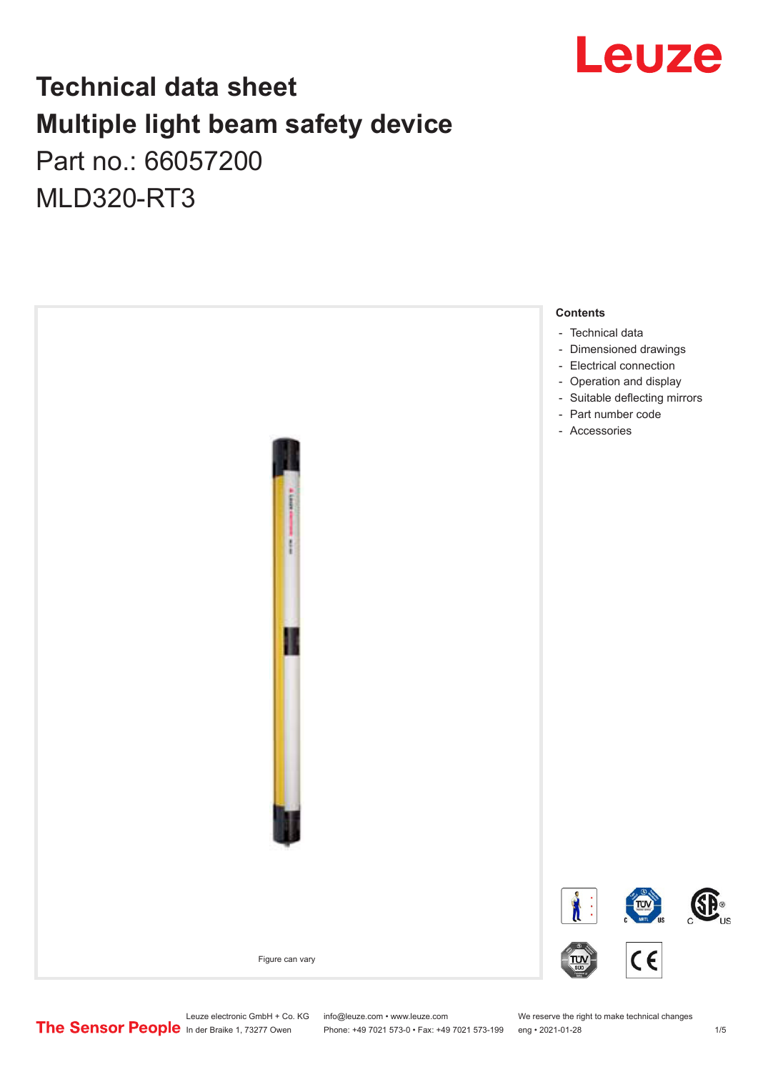# Technical data sheet
# Multiple light beam safety device

Part no.: 66057200

MLD320-RT3

Figure can vary

**Contents**

- Technical data
- Dimensioned drawings
- Electrical connection
- Operation and display
- Suitable deflecting mirrors
- Part number code
- Accessories

Leuze electronic GmbH + Co. KG
In der Braike 1, 73277 Owen

info@leuze.com • www.leuze.com
Phone: +49 7021 573-0 • Fax: +49 7021 573-199

We reserve the right to make technical changes
eng • 2021-01-28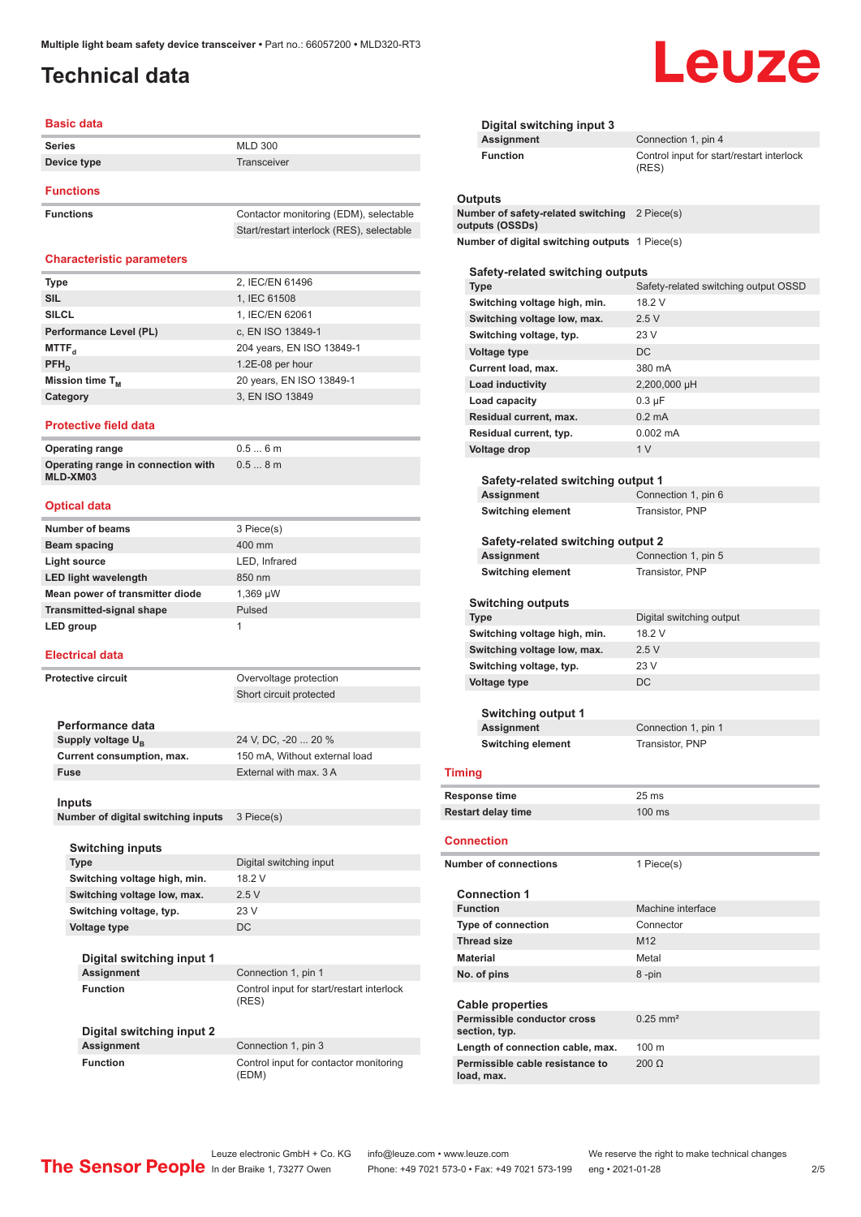# Technical data

## Basic data

| | |
|---|---|
| **Series** | MLD 300 |
| **Device type** | Transceiver |

## Functions

| | |
|---|---|
| **Functions** | Contactor monitoring (EDM), selectable |
| | Start/restart interlock (RES), selectable |

## Characteristic parameters

| | |
|---|---|
| **Type** | 2, IEC/EN 61496 |
| **SIL** | 1, IEC 61508 |
| **SILCL** | 1, IEC/EN 62061 |
| **Performance Level (PL)** | c, EN ISO 13849-1 |
| **$MTTF_d$** | 204 years, EN ISO 13849-1 |
| **$PFH_D$** | 1.2E-08 per hour |
| **Mission time $T_M$** | 20 years, EN ISO 13849-1 |
| **Category** | 3, EN ISO 13849 |

## Protective field data

| | |
|---|---|
| **Operating range** | 0.5 ... 6 m |
| **Operating range in connection with MLD-XM03** | 0.5 ... 8 m |

## Optical data

| | |
|---|---|
| **Number of beams** | 3 Piece(s) |
| **Beam spacing** | 400 mm |
| **Light source** | LED, Infrared |
| **LED light wavelength** | 850 nm |
| **Mean power of transmitter diode** | 1,369 µW |
| **Transmitted-signal shape** | Pulsed |
| **LED group** | 1 |

## Electrical data

| | |
|---|---|
| **Protective circuit** | Overvoltage protection |
| | Short circuit protected |

### Performance data

| | |
|---|---|
| **Supply voltage $U_B$** | 24 V, DC, -20 ... 20 % |
| **Current consumption, max.** | 150 mA, Without external load |
| **Fuse** | External with max. 3 A |

### Inputs

| | |
|---|---|
| **Number of digital switching inputs** | 3 Piece(s) |

#### Switching inputs

| | |
|---|---|
| **Type** | Digital switching input |
| **Switching voltage high, min.** | 18.2 V |
| **Switching voltage low, max.** | 2.5 V |
| **Switching voltage, typ.** | 23 V |
| **Voltage type** | DC |

##### Digital switching input 1

| | |
|---|---|
| **Assignment** | Connection 1, pin 1 |
| **Function** | Control input for start/restart interlock (RES) |

##### Digital switching input 2

| | |
|---|---|
| **Assignment** | Connection 1, pin 3 |
| **Function** | Control input for contactor monitoring (EDM) |

##### Digital switching input 3

| | |
|---|---|
| **Assignment** | Connection 1, pin 4 |
| **Function** | Control input for start/restart interlock (RES) |

### Outputs

| | |
|---|---|
| **Number of safety-related switching outputs (OSSDs)** | 2 Piece(s) |
| **Number of digital switching outputs** | 1 Piece(s) |

#### Safety-related switching outputs

| | |
|---|---|
| **Type** | Safety-related switching output OSSD |
| **Switching voltage high, min.** | 18.2 V |
| **Switching voltage low, max.** | 2.5 V |
| **Switching voltage, typ.** | 23 V |
| **Voltage type** | DC |
| **Current load, max.** | 380 mA |
| **Load inductivity** | 2,200,000 µH |
| **Load capacity** | 0.3 µF |
| **Residual current, max.** | 0.2 mA |
| **Residual current, typ.** | 0.002 mA |
| **Voltage drop** | 1 V |

##### Safety-related switching output 1

| | |
|---|---|
| **Assignment** | Connection 1, pin 6 |
| **Switching element** | Transistor, PNP |

##### Safety-related switching output 2

| | |
|---|---|
| **Assignment** | Connection 1, pin 5 |
| **Switching element** | Transistor, PNP |

#### Switching outputs

| | |
|---|---|
| **Type** | Digital switching output |
| **Switching voltage high, min.** | 18.2 V |
| **Switching voltage low, max.** | 2.5 V |
| **Switching voltage, typ.** | 23 V |
| **Voltage type** | DC |

##### Switching output 1

| | |
|---|---|
| **Assignment** | Connection 1, pin 1 |
| **Switching element** | Transistor, PNP |

## Timing

| | |
|---|---|
| **Response time** | 25 ms |
| **Restart delay time** | 100 ms |

## Connection

| | |
|---|---|
| **Number of connections** | 1 Piece(s) |

### Connection 1

| | |
|---|---|
| **Function** | Machine interface |
| **Type of connection** | Connector |
| **Thread size** | M12 |
| **Material** | Metal |
| **No. of pins** | 8 -pin |

### Cable properties

| | |
|---|---|
| **Permissible conductor cross section, typ.** | 0.25 mm² |
| **Length of connection cable, max.** | 100 m |
| **Permissible cable resistance to load, max.** | 200 Ω |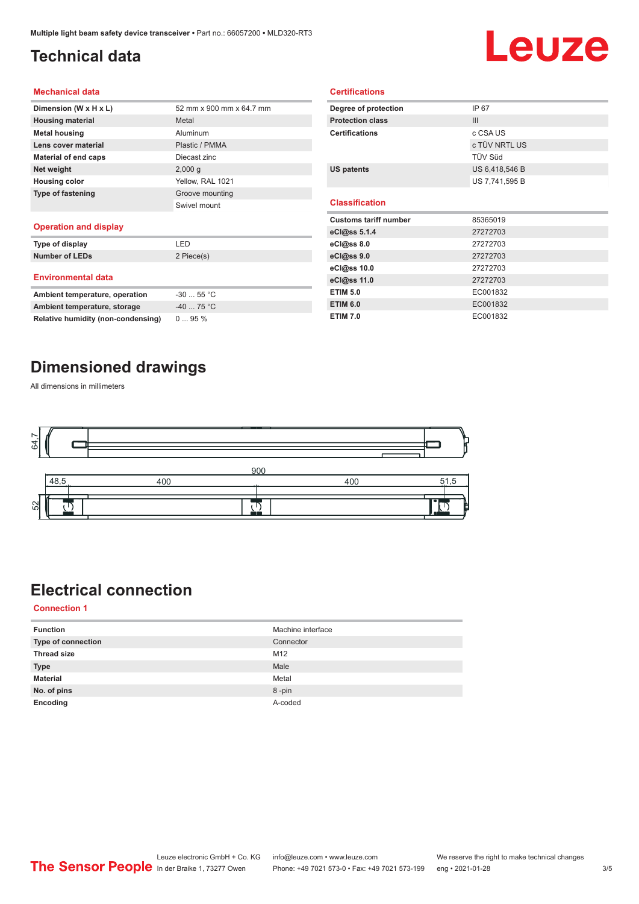# Technical data

## Mechanical data

| | |
|---|---|
| **Dimension (W x H x L)** | 52 mm x 900 mm x 64.7 mm |
| **Housing material** | Metal |
| **Metal housing** | Aluminum |
| **Lens cover material** | Plastic / PMMA |
| **Material of end caps** | Diecast zinc |
| **Net weight** | 2,000 g |
| **Housing color** | Yellow, RAL 1021 |
| **Type of fastening** | Groove mounting |
| | Swivel mount |

## Operation and display

| | |
|---|---|
| **Type of display** | LED |
| **Number of LEDs** | 2 Piece(s) |

## Environmental data

| | |
|---|---|
| **Ambient temperature, operation** | -30 ... 55 °C |
| **Ambient temperature, storage** | -40 ... 75 °C |
| **Relative humidity (non-condensing)** | 0 ... 95 % |

## Certifications

| | |
|---|---|
| **Degree of protection** | IP 67 |
| **Protection class** | III |
| **Certifications** | c CSA US |
| | c TÜV NRTL US |
| | TÜV Süd |
| **US patents** | US 6,418,546 B |
| | US 7,741,595 B |

## Classification

| | |
|---|---|
| **Customs tariff number** | 85365019 |
| **eCl@ss 5.1.4** | 27272703 |
| **eCl@ss 8.0** | 27272703 |
| **eCl@ss 9.0** | 27272703 |
| **eCl@ss 10.0** | 27272703 |
| **eCl@ss 11.0** | 27272703 |
| **ETIM 5.0** | EC001832 |
| **ETIM 6.0** | EC001832 |
| **ETIM 7.0** | EC001832 |

# Dimensioned drawings

All dimensions in millimeters

64.7

900

48,5 400 400 51,5

52

# Electrical connection

## Connection 1

| | |
|---|---|
| **Function** | Machine interface |
| **Type of connection** | Connector |
| **Thread size** | M12 |
| **Type** | Male |
| **Material** | Metal |
| **No. of pins** | 8 -pin |
| **Encoding** | A-coded |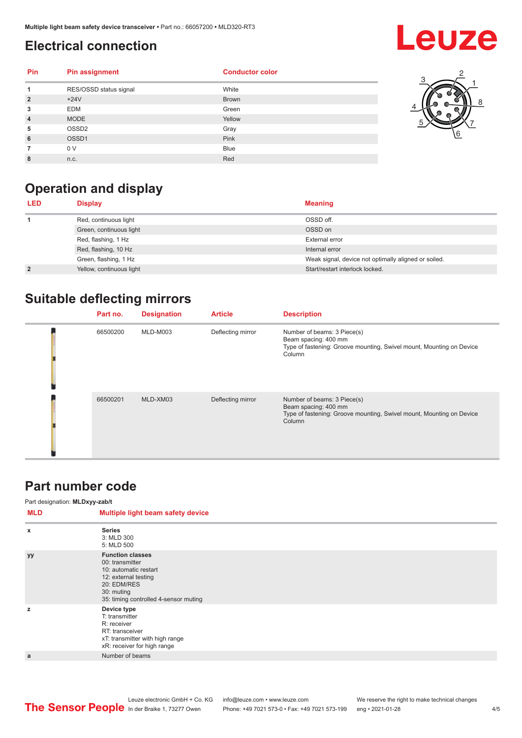## Electrical connection

| Pin | Pin assignment | Conductor color |
|---|---|---|
| 1 | RES/OSSD status signal | White |
| 2 | +24V | Brown |
| 3 | EDM | Green |
| 4 | MODE | Yellow |
| 5 | OSSD2 | Gray |
| 6 | OSSD1 | Pink |
| 7 | 0 V | Blue |
| 8 | n.c. | Red |

## Operation and display

| LED | Display | Meaning |
|---|---|---|
| 1 | Red, continuous light | OSSD off. |
| | Green, continuous light | OSSD on |
| | Red, flashing, 1 Hz | External error |
| | Red, flashing, 10 Hz | Internal error |
| | Green, flashing, 1 Hz | Weak signal, device not optimally aligned or soiled. |
| 2 | Yellow, continuous light | Start/restart interlock locked. |

## Suitable deflecting mirrors

| Part no. | Designation | Article | Description |
|---|---|---|---|
| 66500200 | MLD-M003 | Deflecting mirror | Number of beams: 3 Piece(s)<br>Beam spacing: 400 mm<br>Type of fastening: Groove mounting, Swivel mount, Mounting on Device Column |
| 66500201 | MLD-XM03 | Deflecting mirror | Number of beams: 3 Piece(s)<br>Beam spacing: 400 mm<br>Type of fastening: Groove mounting, Swivel mount, Mounting on Device Column |

## Part number code

Part designation: **MLDxyy-zab/t**

| MLD | Multiple light beam safety device |
|---|---|
| x | **Series**<br>3: MLD 300<br>5: MLD 500 |
| yy | **Function classes**<br>00: transmitter<br>10: automatic restart<br>12: external testing<br>20: EDM/RES<br>30: muting<br>35: timing controlled 4-sensor muting |
| z | **Device type**<br>T: transmitter<br>R: receiver<br>RT: transceiver<br>xT: transmitter with high range<br>xR: receiver for high range |
| a | Number of beams |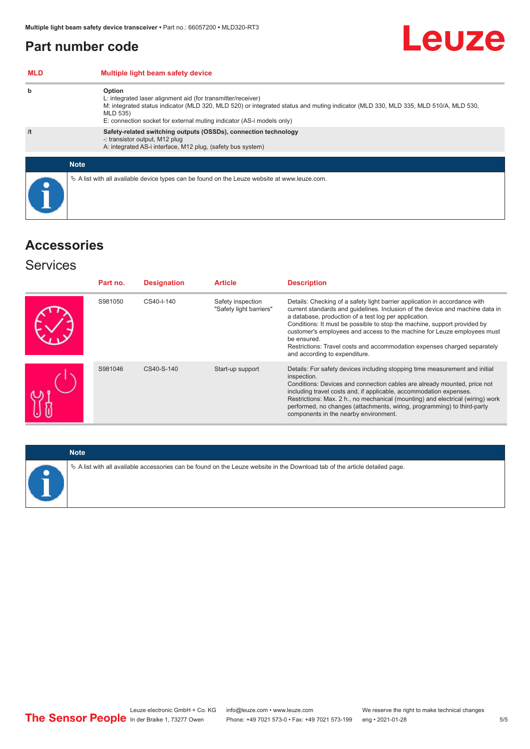## Part number code

| MLD | Multiple light beam safety device |
| --- | --- |
| b | **Option**<br>L: integrated laser alignment aid (for transmitter/receiver)<br>M: integrated status indicator (MLD 320, MLD 520) or integrated status and muting indicator (MLD 330, MLD 335, MLD 510/A, MLD 530, MLD 535)<br>E: connection socket for external muting indicator (AS-i models only) |
| /t | **Safety-related switching outputs (OSSDs), connection technology**<br>-: transistor output, M12 plug<br>A: integrated AS-i interface, M12 plug, (safety bus system) |

**Note**

↳ A list with all available device types can be found on the Leuze website at www.leuze.com.

# Accessories

## Services

| Part no. | Designation | Article | Description |
| --- | --- | --- | --- |
| S981050 | CS40-I-140 | Safety inspection "Safety light barriers" | Details: Checking of a safety light barrier application in accordance with current standards and guidelines. Inclusion of the device and machine data in a database, production of a test log per application.<br>Conditions: It must be possible to stop the machine, support provided by customer's employees and access to the machine for Leuze employees must be ensured.<br>Restrictions: Travel costs and accommodation expenses charged separately and according to expenditure. |
| S981046 | CS40-S-140 | Start-up support | Details: For safety devices including stopping time measurement and initial inspection.<br>Conditions: Devices and connection cables are already mounted, price not including travel costs and, if applicable, accommodation expenses.<br>Restrictions: Max. 2 h., no mechanical (mounting) and electrical (wiring) work performed, no changes (attachments, wiring, programming) to third-party components in the nearby environment. |

**Note**

↳ A list with all available accessories can be found on the Leuze website in the Download tab of the article detailed page.